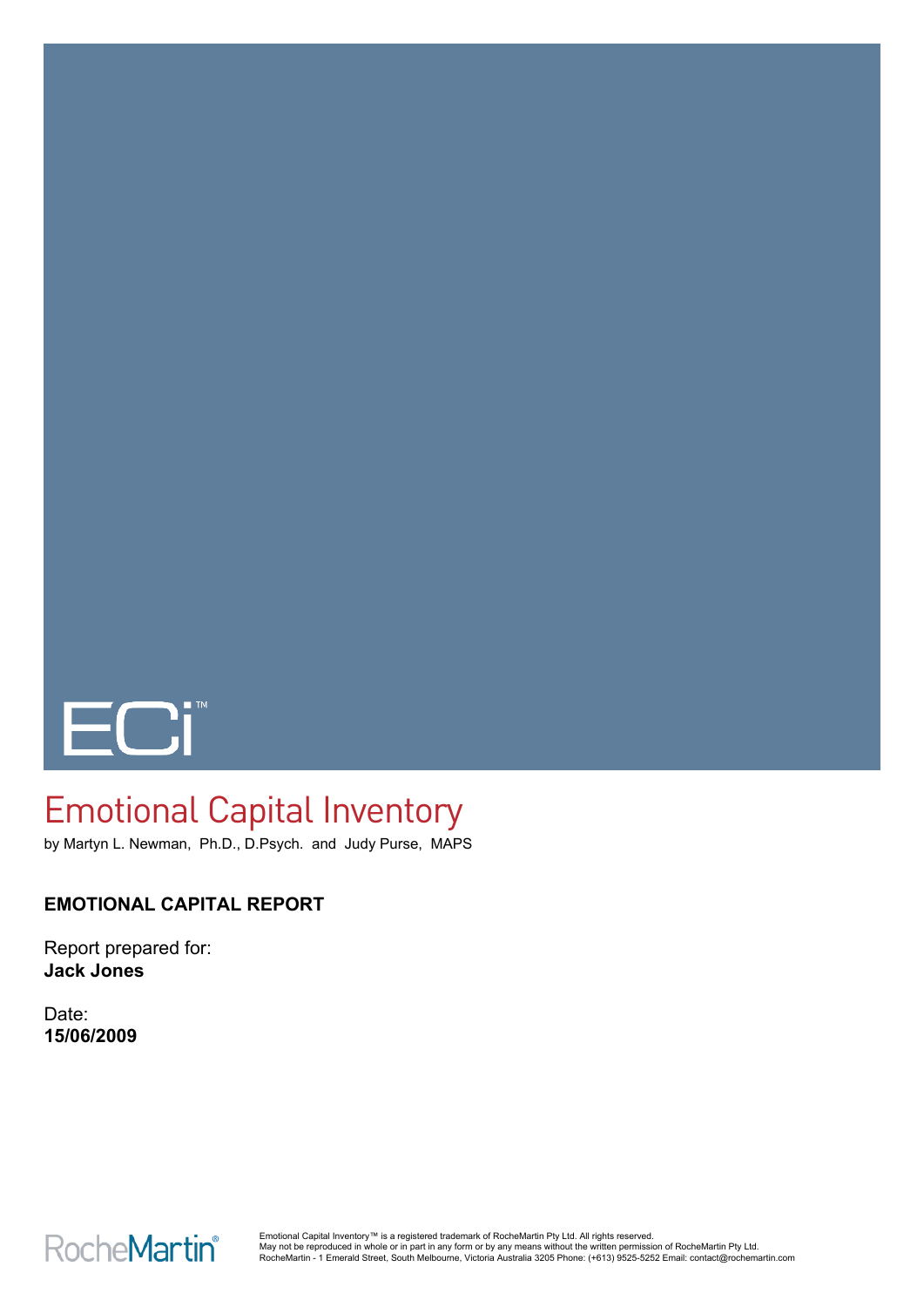ECi™

# Emotional Capital Inventory

by Martyn L. Newman, Ph.D., D.Psych. and Judy Purse, MAPS

**EMOTIONAL CAPITAL REPORT**

Report prepared for:
**Jack Jones**

Date:
**15/06/2009**

RocheMartin®

Emotional Capital Inventory™ is a registered trademark of RocheMartin Pty Ltd. All rights reserved.
May not be reproduced in whole or in part in any form or by any means without the written permission of RocheMartin Pty Ltd.
RocheMartin - 1 Emerald Street, South Melbourne, Victoria Australia 3205 Phone: (+613) 9525-5252 Email: contact@rochemartin.com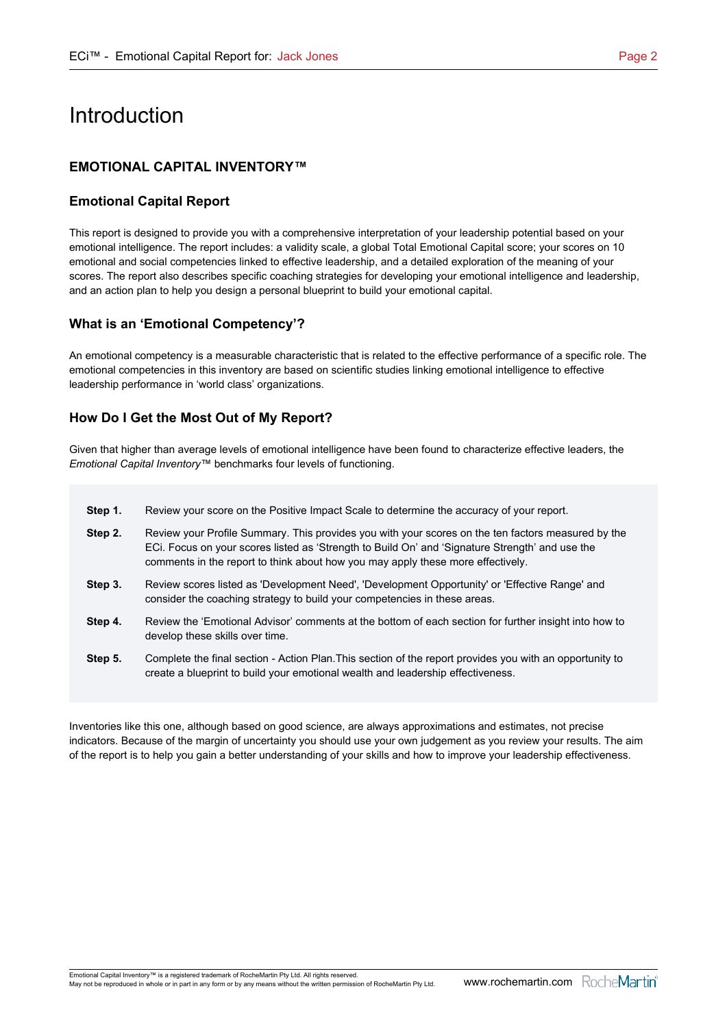# Introduction

## EMOTIONAL CAPITAL INVENTORY™

### Emotional Capital Report

This report is designed to provide you with a comprehensive interpretation of your leadership potential based on your emotional intelligence. The report includes: a validity scale, a global Total Emotional Capital score; your scores on 10 emotional and social competencies linked to effective leadership, and a detailed exploration of the meaning of your scores. The report also describes specific coaching strategies for developing your emotional intelligence and leadership, and an action plan to help you design a personal blueprint to build your emotional capital.

### What is an 'Emotional Competency'?

An emotional competency is a measurable characteristic that is related to the effective performance of a specific role. The emotional competencies in this inventory are based on scientific studies linking emotional intelligence to effective leadership performance in 'world class' organizations.

### How Do I Get the Most Out of My Report?

Given that higher than average levels of emotional intelligence have been found to characterize effective leaders, the *Emotional Capital Inventory™* benchmarks four levels of functioning.

**Step 1.** Review your score on the Positive Impact Scale to determine the accuracy of your report.

**Step 2.** Review your Profile Summary. This provides you with your scores on the ten factors measured by the ECi. Focus on your scores listed as 'Strength to Build On' and 'Signature Strength' and use the comments in the report to think about how you may apply these more effectively.

**Step 3.** Review scores listed as 'Development Need', 'Development Opportunity' or 'Effective Range' and consider the coaching strategy to build your competencies in these areas.

**Step 4.** Review the 'Emotional Advisor' comments at the bottom of each section for further insight into how to develop these skills over time.

**Step 5.** Complete the final section - Action Plan.This section of the report provides you with an opportunity to create a blueprint to build your emotional wealth and leadership effectiveness.

Inventories like this one, although based on good science, are always approximations and estimates, not precise indicators. Because of the margin of uncertainty you should use your own judgement as you review your results. The aim of the report is to help you gain a better understanding of your skills and how to improve your leadership effectiveness.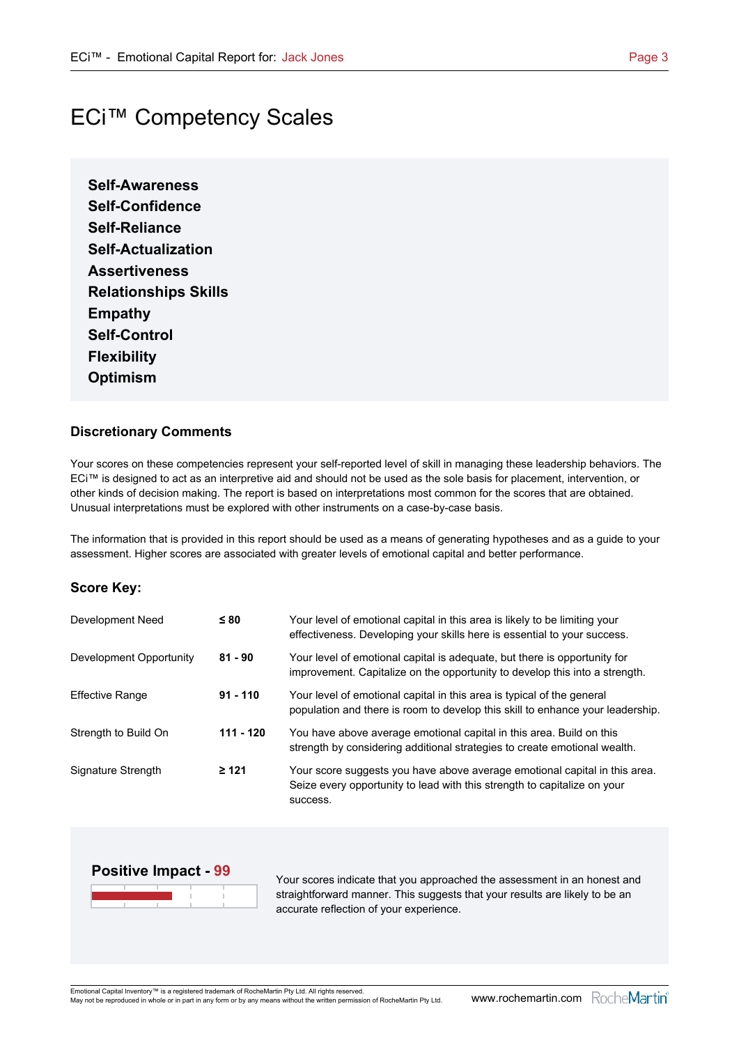# ECi™ Competency Scales

**Self-Awareness**
**Self-Confidence**
**Self-Reliance**
**Self-Actualization**
**Assertiveness**
**Relationships Skills**
**Empathy**
**Self-Control**
**Flexibility**
**Optimism**

### Discretionary Comments

Your scores on these competencies represent your self-reported level of skill in managing these leadership behaviors. The ECi™ is designed to act as an interpretive aid and should not be used as the sole basis for placement, intervention, or other kinds of decision making. The report is based on interpretations most common for the scores that are obtained. Unusual interpretations must be explored with other instruments on a case-by-case basis.

The information that is provided in this report should be used as a means of generating hypotheses and as a guide to your assessment. Higher scores are associated with greater levels of emotional capital and better performance.

### Score Key:

| | | |
|---|---|---|
| Development Need | **≤ 80** | Your level of emotional capital in this area is likely to be limiting your effectiveness. Developing your skills here is essential to your success. |
| Development Opportunity | **81 - 90** | Your level of emotional capital is adequate, but there is opportunity for improvement. Capitalize on the opportunity to develop this into a strength. |
| Effective Range | **91 - 110** | Your level of emotional capital in this area is typical of the general population and there is room to develop this skill to enhance your leadership. |
| Strength to Build On | **111 - 120** | You have above average emotional capital in this area. Build on this strength by considering additional strategies to create emotional wealth. |
| Signature Strength | **≥ 121** | Your score suggests you have above average emotional capital in this area. Seize every opportunity to lead with this strength to capitalize on your success. |

### Positive Impact - 99

Your scores indicate that you approached the assessment in an honest and straightforward manner. This suggests that your results are likely to be an accurate reflection of your experience.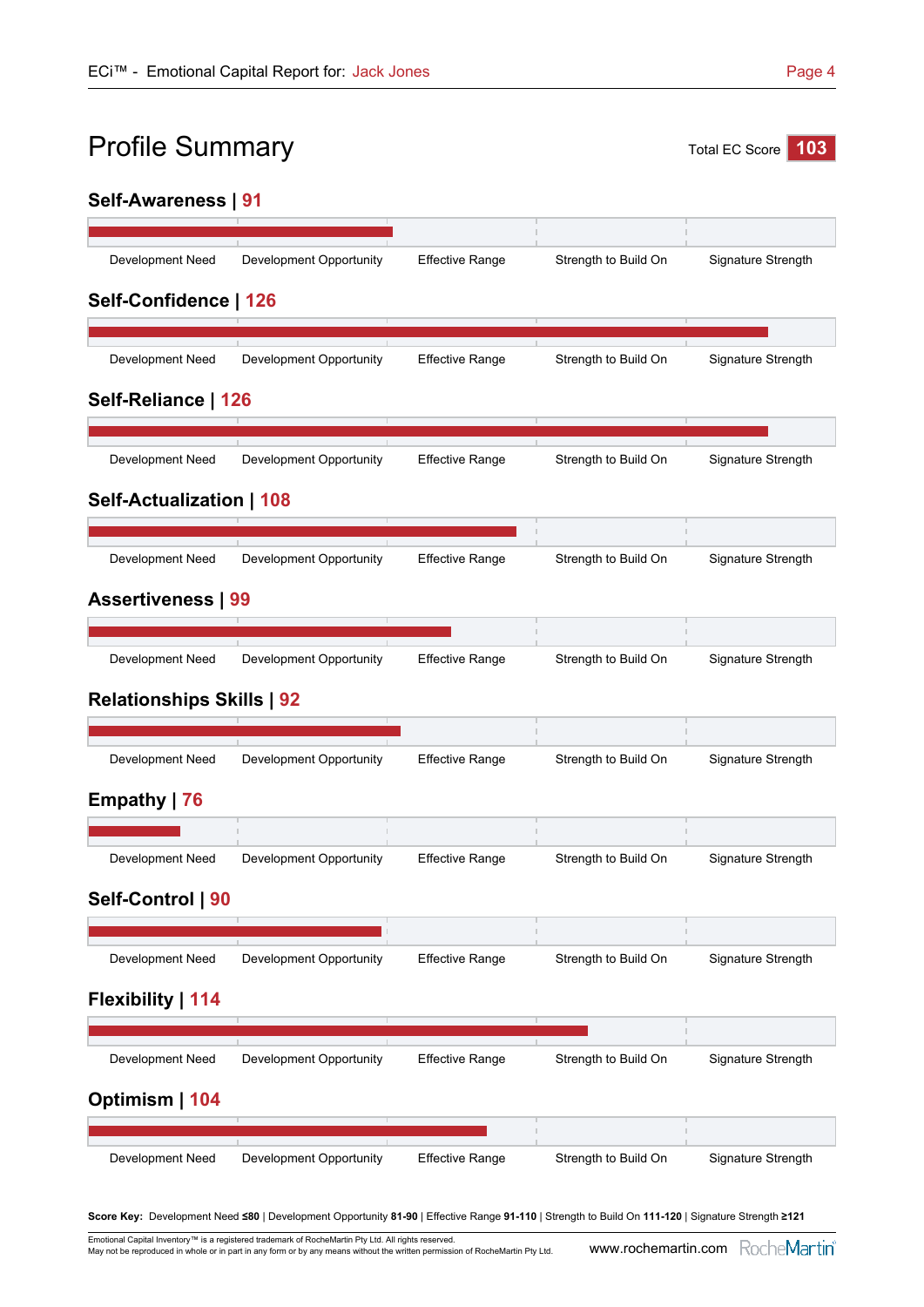# Profile Summary

Total EC Score **103**

## Self-Awareness | 91

Development Need | Development Opportunity | Effective Range | Strength to Build On | Signature Strength

## Self-Confidence | 126

Development Need | Development Opportunity | Effective Range | Strength to Build On | Signature Strength

## Self-Reliance | 126

Development Need | Development Opportunity | Effective Range | Strength to Build On | Signature Strength

## Self-Actualization | 108

Development Need | Development Opportunity | Effective Range | Strength to Build On | Signature Strength

## Assertiveness | 99

Development Need | Development Opportunity | Effective Range | Strength to Build On | Signature Strength

## Relationships Skills | 92

Development Need | Development Opportunity | Effective Range | Strength to Build On | Signature Strength

## Empathy | 76

Development Need | Development Opportunity | Effective Range | Strength to Build On | Signature Strength

## Self-Control | 90

Development Need | Development Opportunity | Effective Range | Strength to Build On | Signature Strength

## Flexibility | 114

Development Need | Development Opportunity | Effective Range | Strength to Build On | Signature Strength

## Optimism | 104

Development Need | Development Opportunity | Effective Range | Strength to Build On | Signature Strength

**Score Key:** Development Need **≤80** | Development Opportunity **81-90** | Effective Range **91-110** | Strength to Build On **111-120** | Signature Strength **≥121**

Emotional Capital Inventory™ is a registered trademark of RocheMartin Pty Ltd. All rights reserved.
May not be reproduced in whole or in part in any form or by any means without the written permission of RocheMartin Pty Ltd.

www.rochemartin.com RocheMartin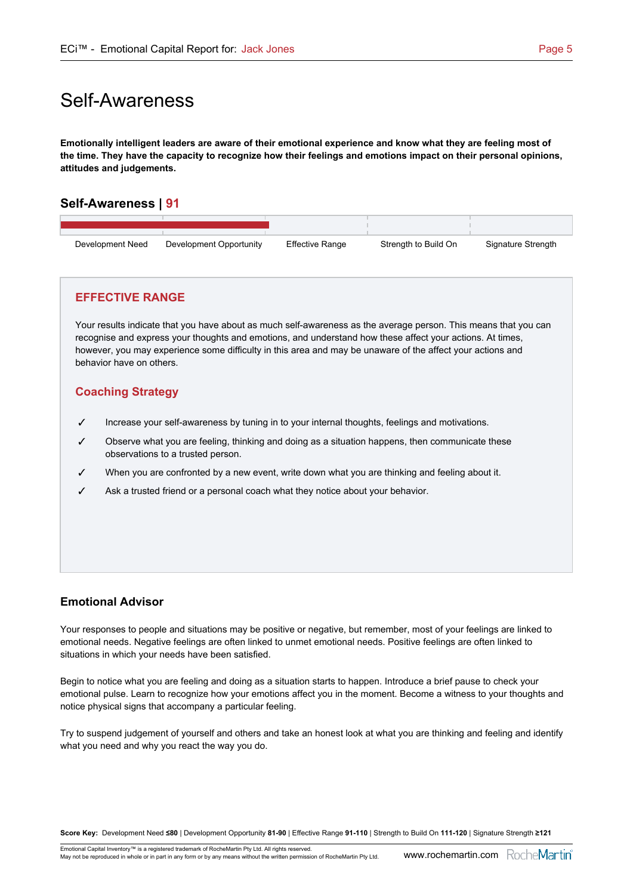# Self-Awareness

**Emotionally intelligent leaders are aware of their emotional experience and know what they are feeling most of the time. They have the capacity to recognize how their feelings and emotions impact on their personal opinions, attitudes and judgements.**

## Self-Awareness | 91

| Development Need | Development Opportunity | Effective Range | Strength to Build On | Signature Strength |
|---|---|---|---|---|

### EFFECTIVE RANGE

Your results indicate that you have about as much self-awareness as the average person. This means that you can recognise and express your thoughts and emotions, and understand how these affect your actions. At times, however, you may experience some difficulty in this area and may be unaware of the affect your actions and behavior have on others.

### Coaching Strategy

- ✓ Increase your self-awareness by tuning in to your internal thoughts, feelings and motivations.
- ✓ Observe what you are feeling, thinking and doing as a situation happens, then communicate these observations to a trusted person.
- ✓ When you are confronted by a new event, write down what you are thinking and feeling about it.
- ✓ Ask a trusted friend or a personal coach what they notice about your behavior.

### Emotional Advisor

Your responses to people and situations may be positive or negative, but remember, most of your feelings are linked to emotional needs. Negative feelings are often linked to unmet emotional needs. Positive feelings are often linked to situations in which your needs have been satisfied.

Begin to notice what you are feeling and doing as a situation starts to happen. Introduce a brief pause to check your emotional pulse. Learn to recognize how your emotions affect you in the moment. Become a witness to your thoughts and notice physical signs that accompany a particular feeling.

Try to suspend judgement of yourself and others and take an honest look at what you are thinking and feeling and identify what you need and why you react the way you do.

**Score Key:** Development Need **≤80** | Development Opportunity **81-90** | Effective Range **91-110** | Strength to Build On **111-120** | Signature Strength **≥121**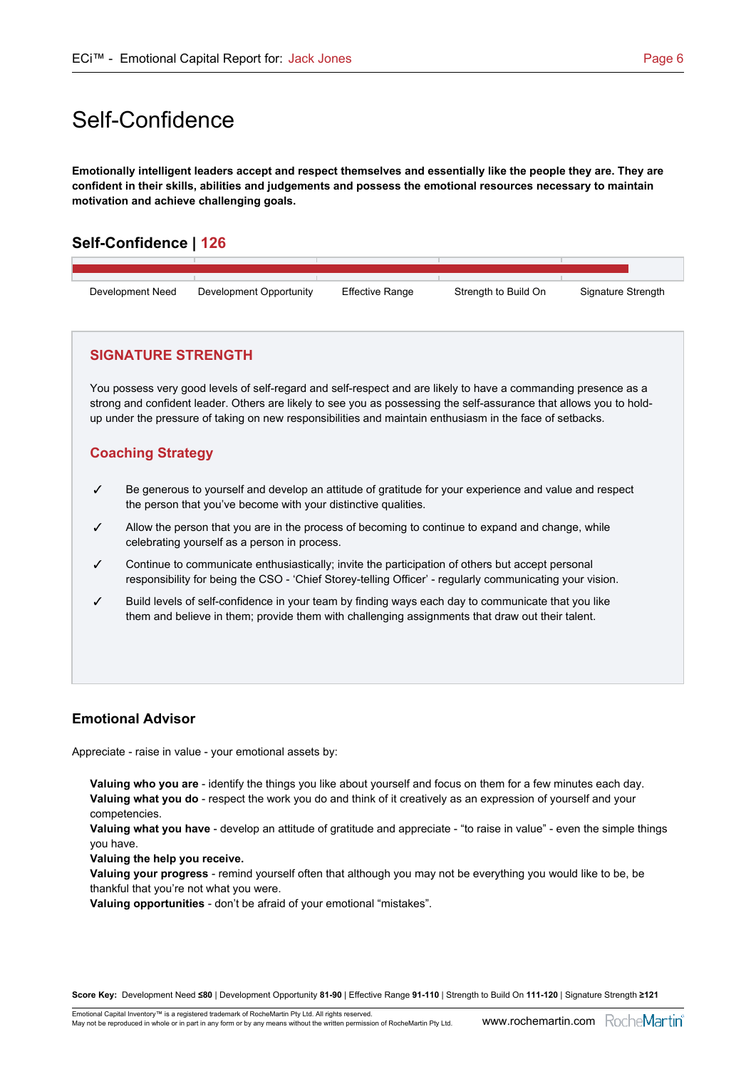# Self-Confidence

**Emotionally intelligent leaders accept and respect themselves and essentially like the people they are. They are confident in their skills, abilities and judgements and possess the emotional resources necessary to maintain motivation and achieve challenging goals.**

## Self-Confidence | 126

Development Need | Development Opportunity | Effective Range | Strength to Build On | Signature Strength

### SIGNATURE STRENGTH

You possess very good levels of self-regard and self-respect and are likely to have a commanding presence as a strong and confident leader. Others are likely to see you as possessing the self-assurance that allows you to hold-up under the pressure of taking on new responsibilities and maintain enthusiasm in the face of setbacks.

### Coaching Strategy

- ✓ Be generous to yourself and develop an attitude of gratitude for your experience and value and respect the person that you've become with your distinctive qualities.
- ✓ Allow the person that you are in the process of becoming to continue to expand and change, while celebrating yourself as a person in process.
- ✓ Continue to communicate enthusiastically; invite the participation of others but accept personal responsibility for being the CSO - 'Chief Storey-telling Officer' - regularly communicating your vision.
- ✓ Build levels of self-confidence in your team by finding ways each day to communicate that you like them and believe in them; provide them with challenging assignments that draw out their talent.

### Emotional Advisor

Appreciate - raise in value - your emotional assets by:

**Valuing who you are** - identify the things you like about yourself and focus on them for a few minutes each day.
**Valuing what you do** - respect the work you do and think of it creatively as an expression of yourself and your competencies.
**Valuing what you have** - develop an attitude of gratitude and appreciate - "to raise in value" - even the simple things you have.
**Valuing the help you receive.**
**Valuing your progress** - remind yourself often that although you may not be everything you would like to be, be thankful that you're not what you were.
**Valuing opportunities** - don't be afraid of your emotional "mistakes".

**Score Key:** Development Need **≤80** | Development Opportunity **81-90** | Effective Range **91-110** | Strength to Build On **111-120** | Signature Strength **≥121**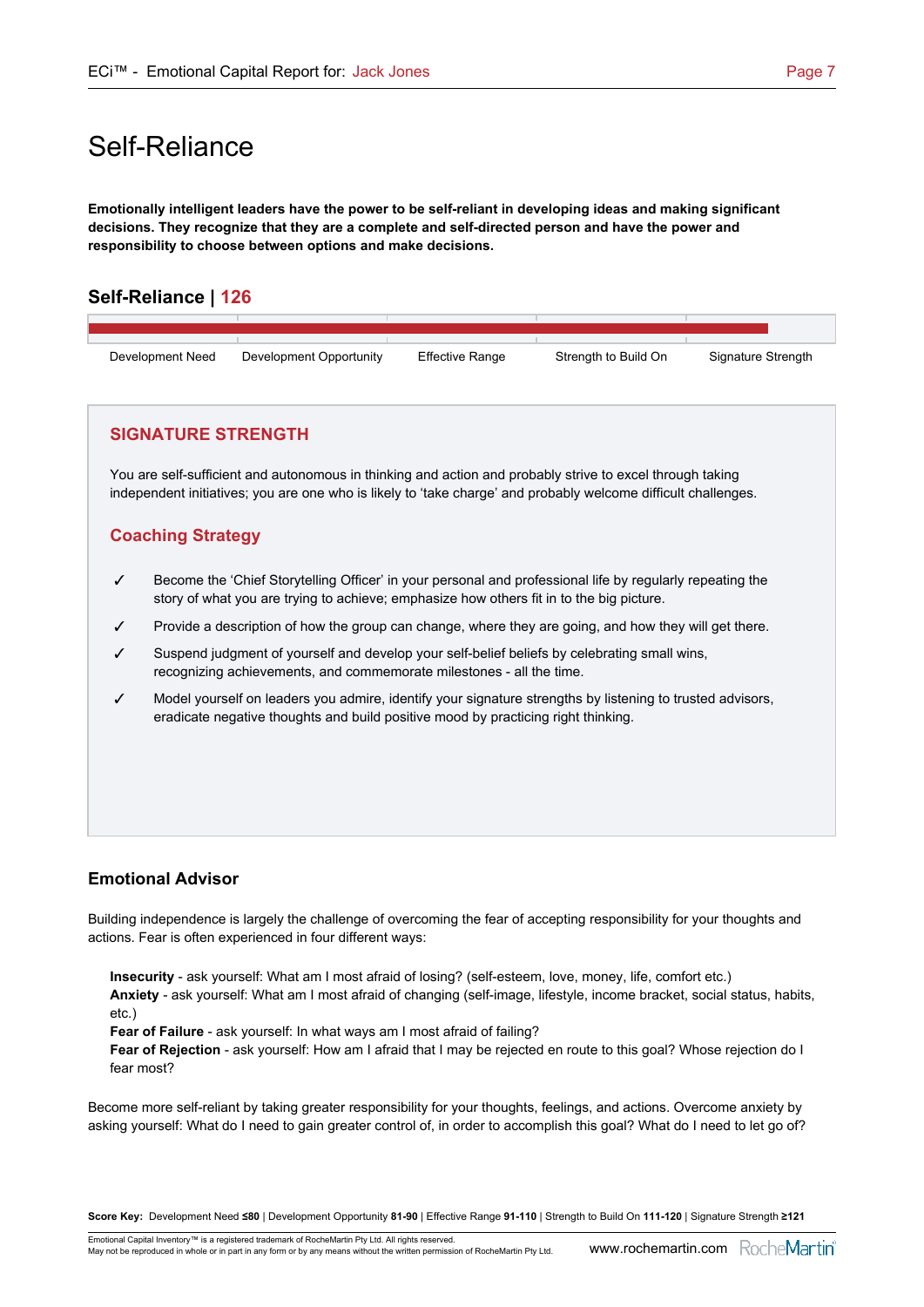# Self-Reliance

**Emotionally intelligent leaders have the power to be self-reliant in developing ideas and making significant decisions. They recognize that they are a complete and self-directed person and have the power and responsibility to choose between options and make decisions.**

## Self-Reliance | 126

Development Need | Development Opportunity | Effective Range | Strength to Build On | Signature Strength

### SIGNATURE STRENGTH

You are self-sufficient and autonomous in thinking and action and probably strive to excel through taking independent initiatives; you are one who is likely to 'take charge' and probably welcome difficult challenges.

### Coaching Strategy

- ✓ Become the 'Chief Storytelling Officer' in your personal and professional life by regularly repeating the story of what you are trying to achieve; emphasize how others fit in to the big picture.
- ✓ Provide a description of how the group can change, where they are going, and how they will get there.
- ✓ Suspend judgment of yourself and develop your self-belief beliefs by celebrating small wins, recognizing achievements, and commemorate milestones - all the time.
- ✓ Model yourself on leaders you admire, identify your signature strengths by listening to trusted advisors, eradicate negative thoughts and build positive mood by practicing right thinking.

## Emotional Advisor

Building independence is largely the challenge of overcoming the fear of accepting responsibility for your thoughts and actions. Fear is often experienced in four different ways:

**Insecurity** - ask yourself: What am I most afraid of losing? (self-esteem, love, money, life, comfort etc.)
**Anxiety** - ask yourself: What am I most afraid of changing (self-image, lifestyle, income bracket, social status, habits, etc.)
**Fear of Failure** - ask yourself: In what ways am I most afraid of failing?
**Fear of Rejection** - ask yourself: How am I afraid that I may be rejected en route to this goal? Whose rejection do I fear most?

Become more self-reliant by taking greater responsibility for your thoughts, feelings, and actions. Overcome anxiety by asking yourself: What do I need to gain greater control of, in order to accomplish this goal? What do I need to let go of?

**Score Key:** Development Need **≤80** | Development Opportunity **81-90** | Effective Range **91-110** | Strength to Build On **111-120** | Signature Strength **≥121**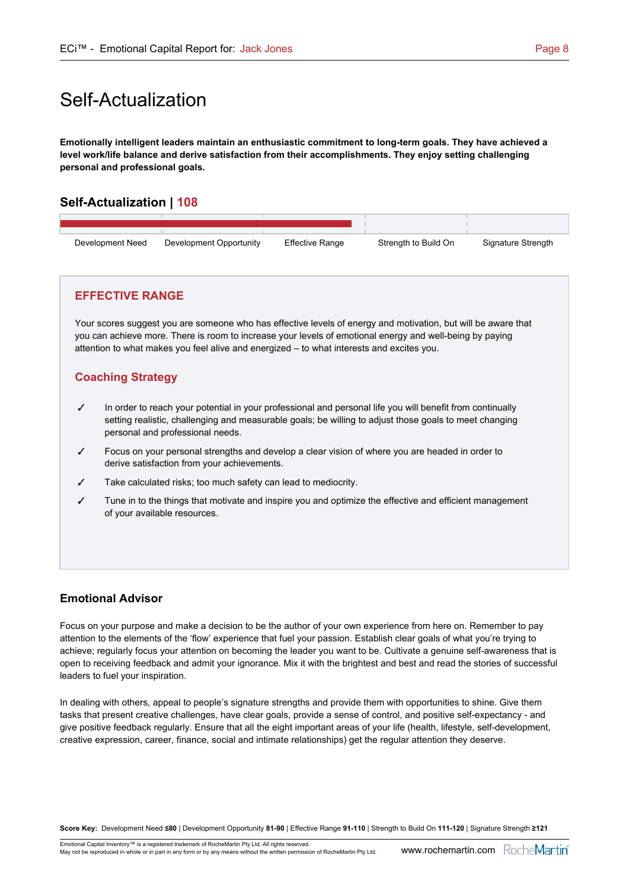# Self-Actualization

**Emotionally intelligent leaders maintain an enthusiastic commitment to long-term goals. They have achieved a level work/life balance and derive satisfaction from their accomplishments. They enjoy setting challenging personal and professional goals.**

## Self-Actualization | 108

Development Need | Development Opportunity | Effective Range | Strength to Build On | Signature Strength

### EFFECTIVE RANGE

Your scores suggest you are someone who has effective levels of energy and motivation, but will be aware that you can achieve more. There is room to increase your levels of emotional energy and well-being by paying attention to what makes you feel alive and energized – to what interests and excites you.

### Coaching Strategy

- ✓ In order to reach your potential in your professional and personal life you will benefit from continually setting realistic, challenging and measurable goals; be willing to adjust those goals to meet changing personal and professional needs.
- ✓ Focus on your personal strengths and develop a clear vision of where you are headed in order to derive satisfaction from your achievements.
- ✓ Take calculated risks; too much safety can lead to mediocrity.
- ✓ Tune in to the things that motivate and inspire you and optimize the effective and efficient management of your available resources.

### Emotional Advisor

Focus on your purpose and make a decision to be the author of your own experience from here on. Remember to pay attention to the elements of the 'flow' experience that fuel your passion. Establish clear goals of what you're trying to achieve; regularly focus your attention on becoming the leader you want to be. Cultivate a genuine self-awareness that is open to receiving feedback and admit your ignorance. Mix it with the brightest and best and read the stories of successful leaders to fuel your inspiration.

In dealing with others, appeal to people's signature strengths and provide them with opportunities to shine. Give them tasks that present creative challenges, have clear goals, provide a sense of control, and positive self-expectancy - and give positive feedback regularly. Ensure that all the eight important areas of your life (health, lifestyle, self-development, creative expression, career, finance, social and intimate relationships) get the regular attention they deserve.

**Score Key:** Development Need **≤80** | Development Opportunity **81-90** | Effective Range **91-110** | Strength to Build On **111-120** | Signature Strength **≥121**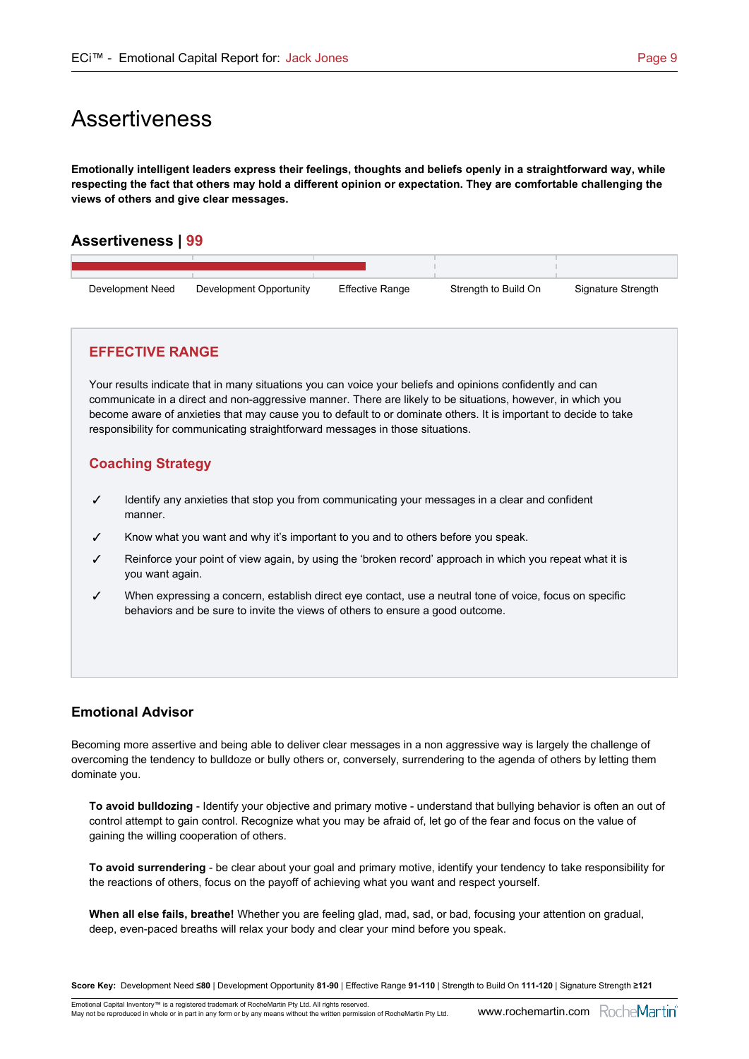# Assertiveness

**Emotionally intelligent leaders express their feelings, thoughts and beliefs openly in a straightforward way, while respecting the fact that others may hold a different opinion or expectation. They are comfortable challenging the views of others and give clear messages.**

## Assertiveness | 99

| Development Need | Development Opportunity | Effective Range | Strength to Build On | Signature Strength |
|---|---|---|---|---|

### EFFECTIVE RANGE

Your results indicate that in many situations you can voice your beliefs and opinions confidently and can communicate in a direct and non-aggressive manner. There are likely to be situations, however, in which you become aware of anxieties that may cause you to default to or dominate others. It is important to decide to take responsibility for communicating straightforward messages in those situations.

### Coaching Strategy

- ✓ Identify any anxieties that stop you from communicating your messages in a clear and confident manner.
- ✓ Know what you want and why it's important to you and to others before you speak.
- ✓ Reinforce your point of view again, by using the 'broken record' approach in which you repeat what it is you want again.
- ✓ When expressing a concern, establish direct eye contact, use a neutral tone of voice, focus on specific behaviors and be sure to invite the views of others to ensure a good outcome.

## Emotional Advisor

Becoming more assertive and being able to deliver clear messages in a non aggressive way is largely the challenge of overcoming the tendency to bulldoze or bully others or, conversely, surrendering to the agenda of others by letting them dominate you.

**To avoid bulldozing** - Identify your objective and primary motive - understand that bullying behavior is often an out of control attempt to gain control. Recognize what you may be afraid of, let go of the fear and focus on the value of gaining the willing cooperation of others.

**To avoid surrendering** - be clear about your goal and primary motive, identify your tendency to take responsibility for the reactions of others, focus on the payoff of achieving what you want and respect yourself.

**When all else fails, breathe!** Whether you are feeling glad, mad, sad, or bad, focusing your attention on gradual, deep, even-paced breaths will relax your body and clear your mind before you speak.

**Score Key:** Development Need **≤80** | Development Opportunity **81-90** | Effective Range **91-110** | Strength to Build On **111-120** | Signature Strength **≥121**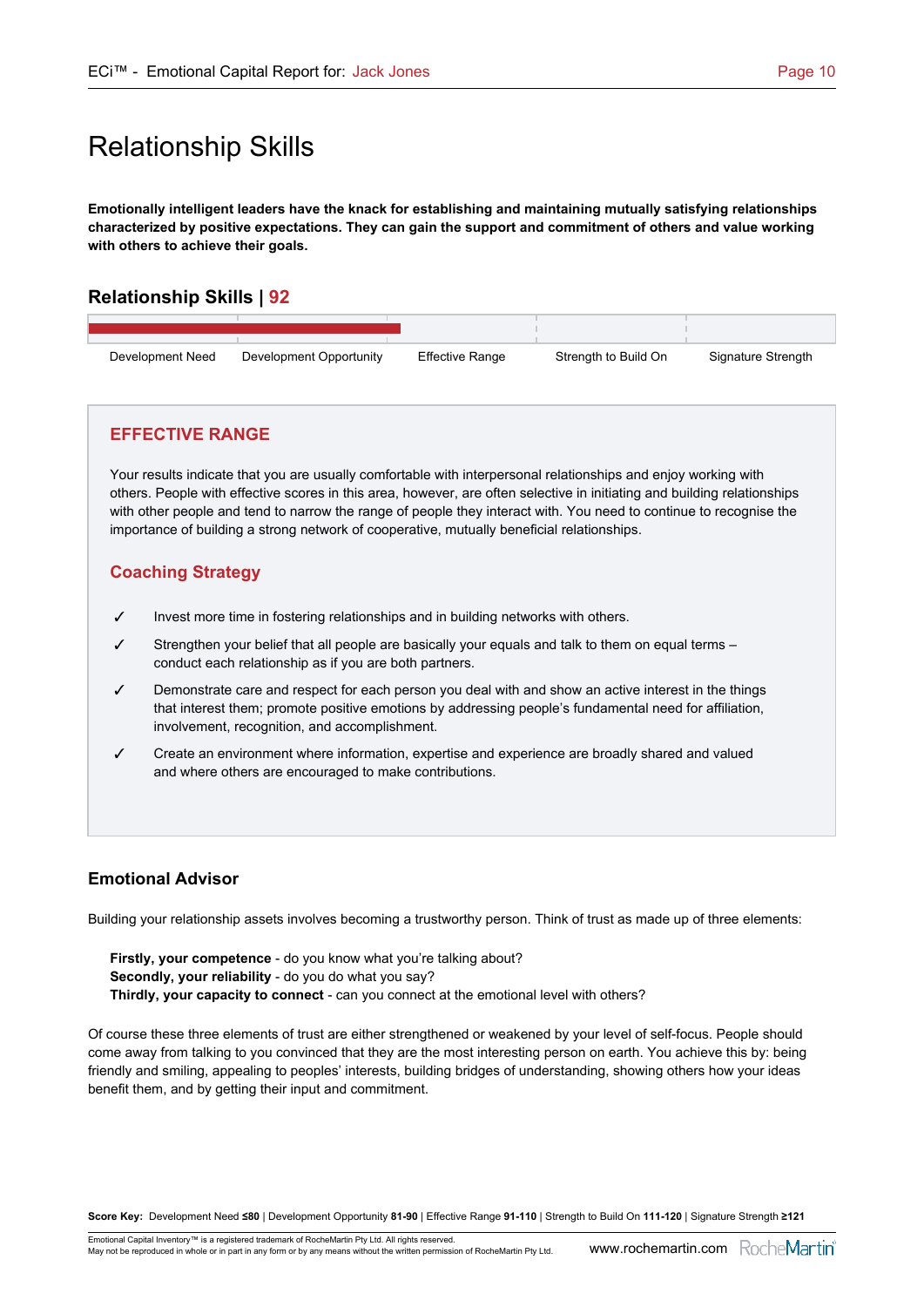# Relationship Skills

**Emotionally intelligent leaders have the knack for establishing and maintaining mutually satisfying relationships characterized by positive expectations. They can gain the support and commitment of others and value working with others to achieve their goals.**

## Relationship Skills | 92

Development Need | Development Opportunity | Effective Range | Strength to Build On | Signature Strength

### EFFECTIVE RANGE

Your results indicate that you are usually comfortable with interpersonal relationships and enjoy working with others. People with effective scores in this area, however, are often selective in initiating and building relationships with other people and tend to narrow the range of people they interact with. You need to continue to recognise the importance of building a strong network of cooperative, mutually beneficial relationships.

### Coaching Strategy

- ✓ Invest more time in fostering relationships and in building networks with others.
- ✓ Strengthen your belief that all people are basically your equals and talk to them on equal terms – conduct each relationship as if you are both partners.
- ✓ Demonstrate care and respect for each person you deal with and show an active interest in the things that interest them; promote positive emotions by addressing people's fundamental need for affiliation, involvement, recognition, and accomplishment.
- ✓ Create an environment where information, expertise and experience are broadly shared and valued and where others are encouraged to make contributions.

### Emotional Advisor

Building your relationship assets involves becoming a trustworthy person. Think of trust as made up of three elements:

**Firstly, your competence** - do you know what you're talking about?
**Secondly, your reliability** - do you do what you say?
**Thirdly, your capacity to connect** - can you connect at the emotional level with others?

Of course these three elements of trust are either strengthened or weakened by your level of self-focus. People should come away from talking to you convinced that they are the most interesting person on earth. You achieve this by: being friendly and smiling, appealing to peoples' interests, building bridges of understanding, showing others how your ideas benefit them, and by getting their input and commitment.

**Score Key:** Development Need **≤80** | Development Opportunity **81-90** | Effective Range **91-110** | Strength to Build On **111-120** | Signature Strength **≥121**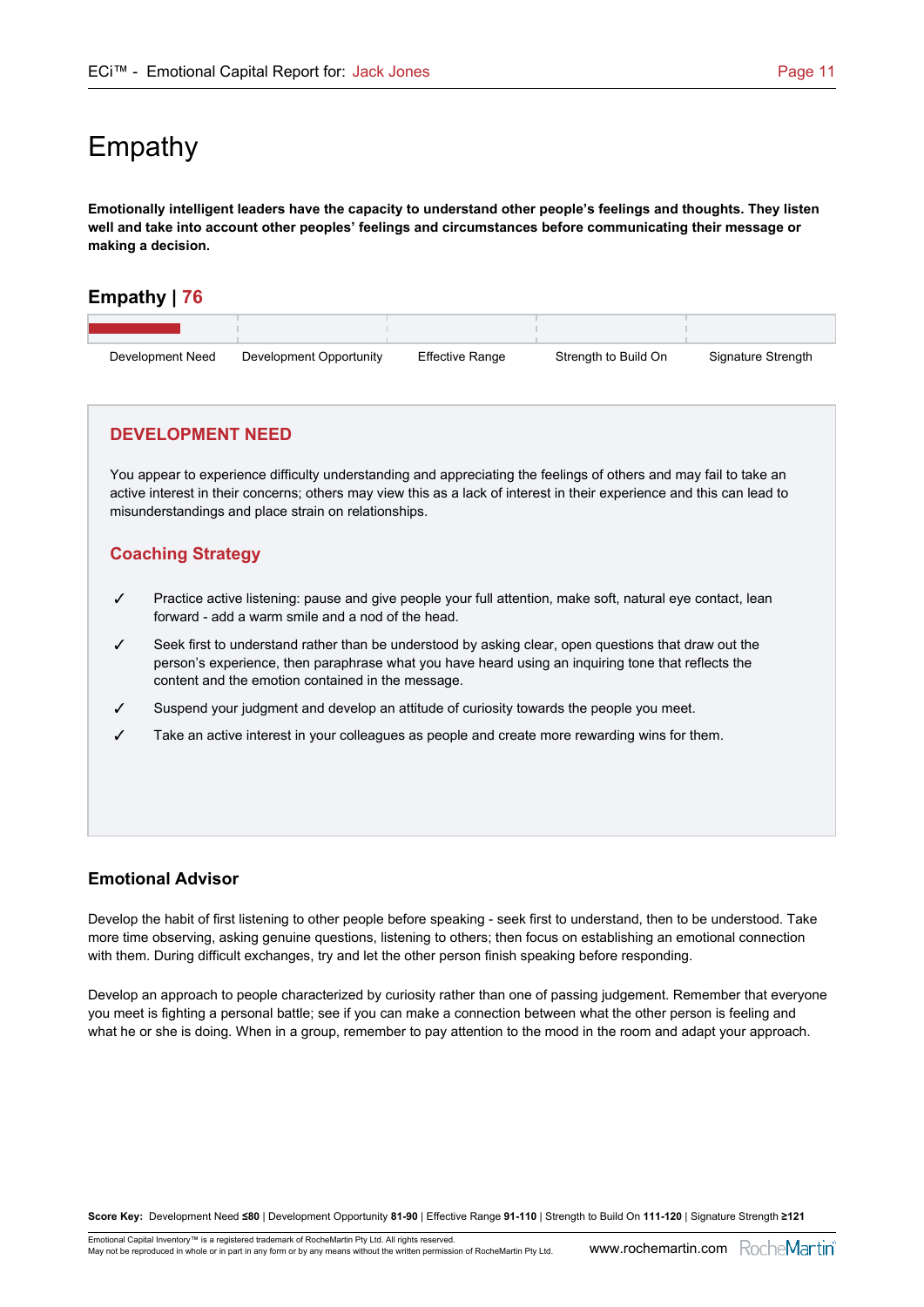# Empathy

**Emotionally intelligent leaders have the capacity to understand other people's feelings and thoughts. They listen well and take into account other peoples' feelings and circumstances before communicating their message or making a decision.**

## Empathy | 76

| Development Need | Development Opportunity | Effective Range | Strength to Build On | Signature Strength |
|---|---|---|---|---|

## DEVELOPMENT NEED

You appear to experience difficulty understanding and appreciating the feelings of others and may fail to take an active interest in their concerns; others may view this as a lack of interest in their experience and this can lead to misunderstandings and place strain on relationships.

### Coaching Strategy

- ✓ Practice active listening: pause and give people your full attention, make soft, natural eye contact, lean forward - add a warm smile and a nod of the head.
- ✓ Seek first to understand rather than be understood by asking clear, open questions that draw out the person's experience, then paraphrase what you have heard using an inquiring tone that reflects the content and the emotion contained in the message.
- ✓ Suspend your judgment and develop an attitude of curiosity towards the people you meet.
- ✓ Take an active interest in your colleagues as people and create more rewarding wins for them.

### Emotional Advisor

Develop the habit of first listening to other people before speaking - seek first to understand, then to be understood. Take more time observing, asking genuine questions, listening to others; then focus on establishing an emotional connection with them. During difficult exchanges, try and let the other person finish speaking before responding.

Develop an approach to people characterized by curiosity rather than one of passing judgement. Remember that everyone you meet is fighting a personal battle; see if you can make a connection between what the other person is feeling and what he or she is doing. When in a group, remember to pay attention to the mood in the room and adapt your approach.

**Score Key:** Development Need **≤80** | Development Opportunity **81-90** | Effective Range **91-110** | Strength to Build On **111-120** | Signature Strength **≥121**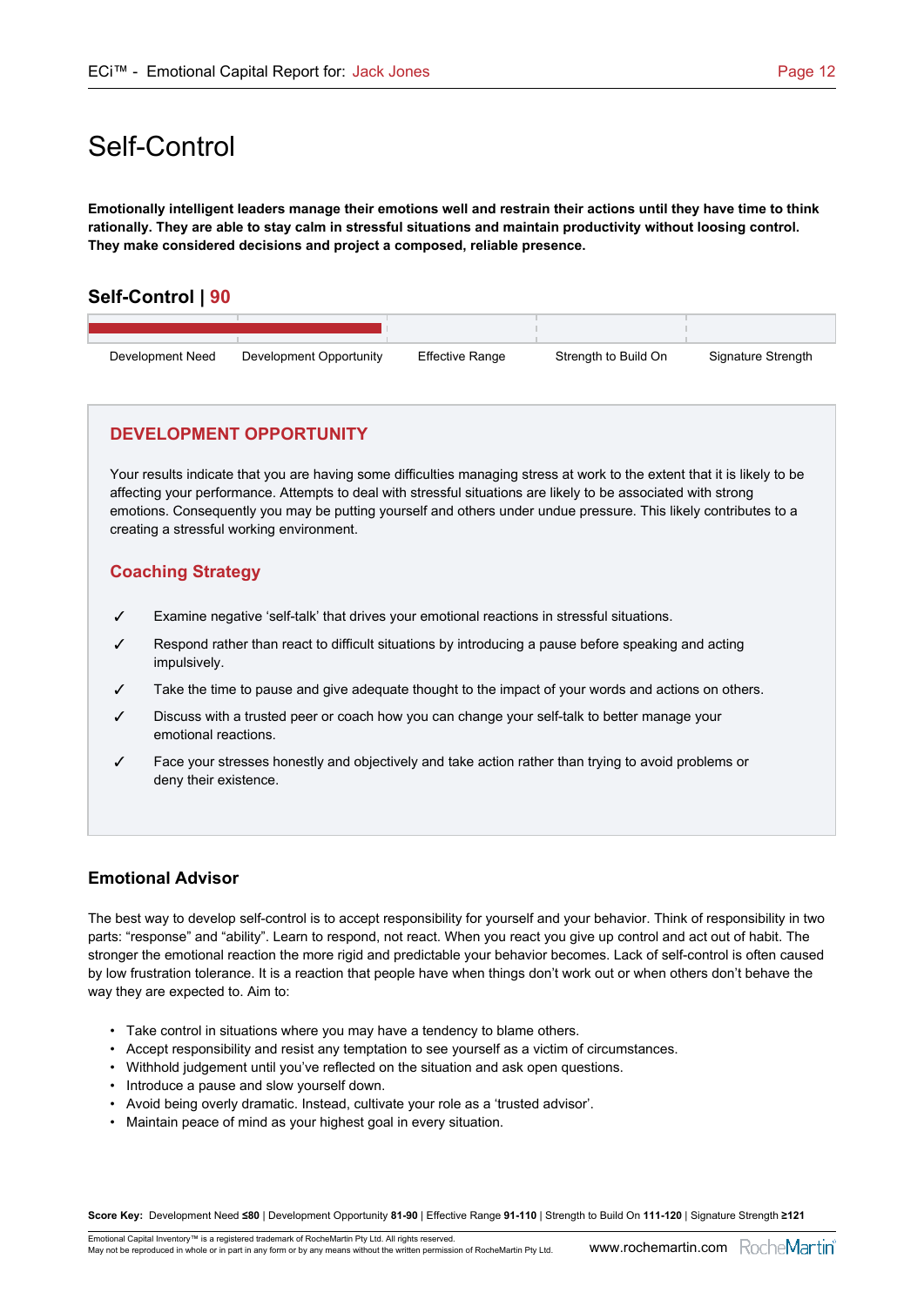# Self-Control

**Emotionally intelligent leaders manage their emotions well and restrain their actions until they have time to think rationally. They are able to stay calm in stressful situations and maintain productivity without loosing control. They make considered decisions and project a composed, reliable presence.**

## Self-Control | 90

| Development Need | Development Opportunity | Effective Range | Strength to Build On | Signature Strength |
|---|---|---|---|---|

## DEVELOPMENT OPPORTUNITY

Your results indicate that you are having some difficulties managing stress at work to the extent that it is likely to be affecting your performance. Attempts to deal with stressful situations are likely to be associated with strong emotions. Consequently you may be putting yourself and others under undue pressure. This likely contributes to a creating a stressful working environment.

### Coaching Strategy

- ✓ Examine negative 'self-talk' that drives your emotional reactions in stressful situations.
- ✓ Respond rather than react to difficult situations by introducing a pause before speaking and acting impulsively.
- ✓ Take the time to pause and give adequate thought to the impact of your words and actions on others.
- ✓ Discuss with a trusted peer or coach how you can change your self-talk to better manage your emotional reactions.
- ✓ Face your stresses honestly and objectively and take action rather than trying to avoid problems or deny their existence.

## Emotional Advisor

The best way to develop self-control is to accept responsibility for yourself and your behavior. Think of responsibility in two parts: "response" and "ability". Learn to respond, not react. When you react you give up control and act out of habit. The stronger the emotional reaction the more rigid and predictable your behavior becomes. Lack of self-control is often caused by low frustration tolerance. It is a reaction that people have when things don't work out or when others don't behave the way they are expected to. Aim to:

- Take control in situations where you may have a tendency to blame others.
- Accept responsibility and resist any temptation to see yourself as a victim of circumstances.
- Withhold judgement until you've reflected on the situation and ask open questions.
- Introduce a pause and slow yourself down.
- Avoid being overly dramatic. Instead, cultivate your role as a 'trusted advisor'.
- Maintain peace of mind as your highest goal in every situation.

**Score Key:** Development Need **≤80** | Development Opportunity **81-90** | Effective Range **91-110** | Strength to Build On **111-120** | Signature Strength **≥121**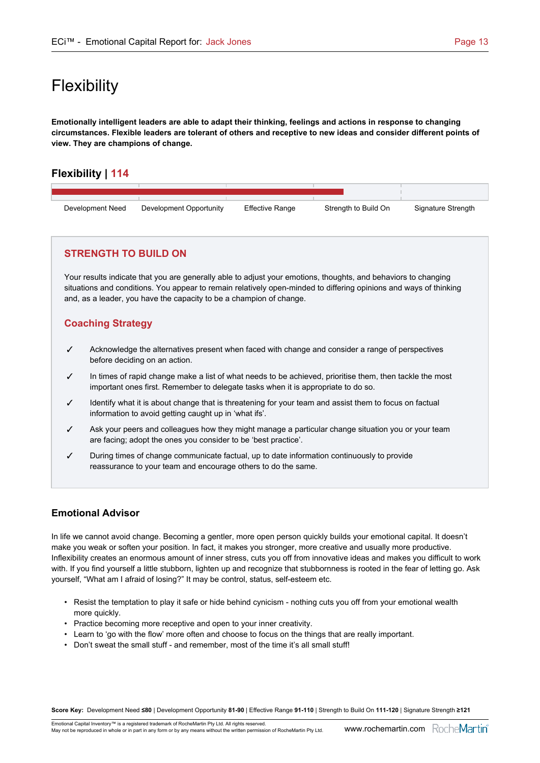# Flexibility

**Emotionally intelligent leaders are able to adapt their thinking, feelings and actions in response to changing circumstances. Flexible leaders are tolerant of others and receptive to new ideas and consider different points of view. They are champions of change.**

## Flexibility | 114

Development Need | Development Opportunity | Effective Range | Strength to Build On | Signature Strength

### STRENGTH TO BUILD ON

Your results indicate that you are generally able to adjust your emotions, thoughts, and behaviors to changing situations and conditions. You appear to remain relatively open-minded to differing opinions and ways of thinking and, as a leader, you have the capacity to be a champion of change.

### Coaching Strategy

- ✓ Acknowledge the alternatives present when faced with change and consider a range of perspectives before deciding on an action.
- ✓ In times of rapid change make a list of what needs to be achieved, prioritise them, then tackle the most important ones first. Remember to delegate tasks when it is appropriate to do so.
- ✓ Identify what it is about change that is threatening for your team and assist them to focus on factual information to avoid getting caught up in 'what ifs'.
- ✓ Ask your peers and colleagues how they might manage a particular change situation you or your team are facing; adopt the ones you consider to be 'best practice'.
- ✓ During times of change communicate factual, up to date information continuously to provide reassurance to your team and encourage others to do the same.

### Emotional Advisor

In life we cannot avoid change. Becoming a gentler, more open person quickly builds your emotional capital. It doesn't make you weak or soften your position. In fact, it makes you stronger, more creative and usually more productive. Inflexibility creates an enormous amount of inner stress, cuts you off from innovative ideas and makes you difficult to work with. If you find yourself a little stubborn, lighten up and recognize that stubbornness is rooted in the fear of letting go. Ask yourself, "What am I afraid of losing?" It may be control, status, self-esteem etc.

- Resist the temptation to play it safe or hide behind cynicism - nothing cuts you off from your emotional wealth more quickly.
- Practice becoming more receptive and open to your inner creativity.
- Learn to 'go with the flow' more often and choose to focus on the things that are really important.
- Don't sweat the small stuff - and remember, most of the time it's all small stuff!

**Score Key:** Development Need **≤80** | Development Opportunity **81-90** | Effective Range **91-110** | Strength to Build On **111-120** | Signature Strength **≥121**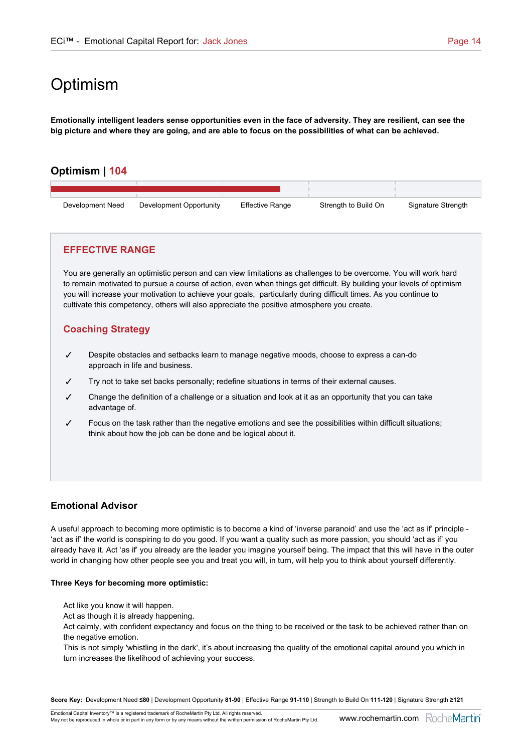# Optimism

**Emotionally intelligent leaders sense opportunities even in the face of adversity. They are resilient, can see the big picture and where they are going, and are able to focus on the possibilities of what can be achieved.**

## Optimism | 104

| Development Need | Development Opportunity | Effective Range | Strength to Build On | Signature Strength |
|---|---|---|---|---|

### EFFECTIVE RANGE

You are generally an optimistic person and can view limitations as challenges to be overcome. You will work hard to remain motivated to pursue a course of action, even when things get difficult. By building your levels of optimism you will increase your motivation to achieve your goals, particularly during difficult times. As you continue to cultivate this competency, others will also appreciate the positive atmosphere you create.

### Coaching Strategy

- ✓ Despite obstacles and setbacks learn to manage negative moods, choose to express a can-do approach in life and business.
- ✓ Try not to take set backs personally; redefine situations in terms of their external causes.
- ✓ Change the definition of a challenge or a situation and look at it as an opportunity that you can take advantage of.
- ✓ Focus on the task rather than the negative emotions and see the possibilities within difficult situations; think about how the job can be done and be logical about it.

### Emotional Advisor

A useful approach to becoming more optimistic is to become a kind of 'inverse paranoid' and use the 'act as if' principle - 'act as if' the world is conspiring to do you good. If you want a quality such as more passion, you should 'act as if' you already have it. Act 'as if' you already are the leader you imagine yourself being. The impact that this will have in the outer world in changing how other people see you and treat you will, in turn, will help you to think about yourself differently.

**Three Keys for becoming more optimistic:**

Act like you know it will happen.
Act as though it is already happening.
Act calmly, with confident expectancy and focus on the thing to be received or the task to be achieved rather than on the negative emotion.
This is not simply 'whistling in the dark', it's about increasing the quality of the emotional capital around you which in turn increases the likelihood of achieving your success.

**Score Key:** Development Need **≤80** | Development Opportunity **81-90** | Effective Range **91-110** | Strength to Build On **111-120** | Signature Strength **≥121**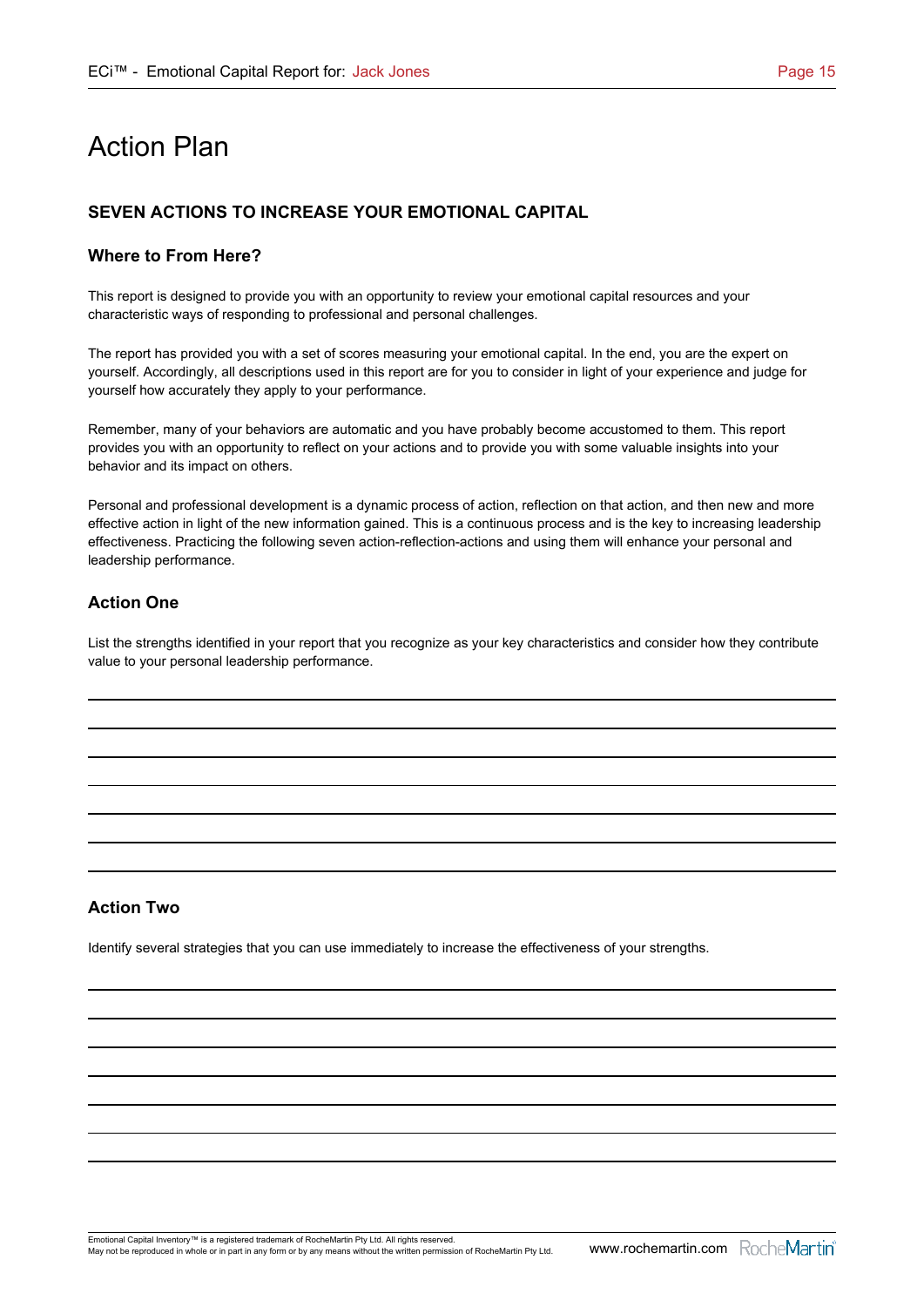# Action Plan

## SEVEN ACTIONS TO INCREASE YOUR EMOTIONAL CAPITAL

### Where to From Here?

This report is designed to provide you with an opportunity to review your emotional capital resources and your characteristic ways of responding to professional and personal challenges.

The report has provided you with a set of scores measuring your emotional capital. In the end, you are the expert on yourself. Accordingly, all descriptions used in this report are for you to consider in light of your experience and judge for yourself how accurately they apply to your performance.

Remember, many of your behaviors are automatic and you have probably become accustomed to them. This report provides you with an opportunity to reflect on your actions and to provide you with some valuable insights into your behavior and its impact on others.

Personal and professional development is a dynamic process of action, reflection on that action, and then new and more effective action in light of the new information gained. This is a continuous process and is the key to increasing leadership effectiveness. Practicing the following seven action-reflection-actions and using them will enhance your personal and leadership performance.

### Action One

List the strengths identified in your report that you recognize as your key characteristics and consider how they contribute value to your personal leadership performance.

### Action Two

Identify several strategies that you can use immediately to increase the effectiveness of your strengths.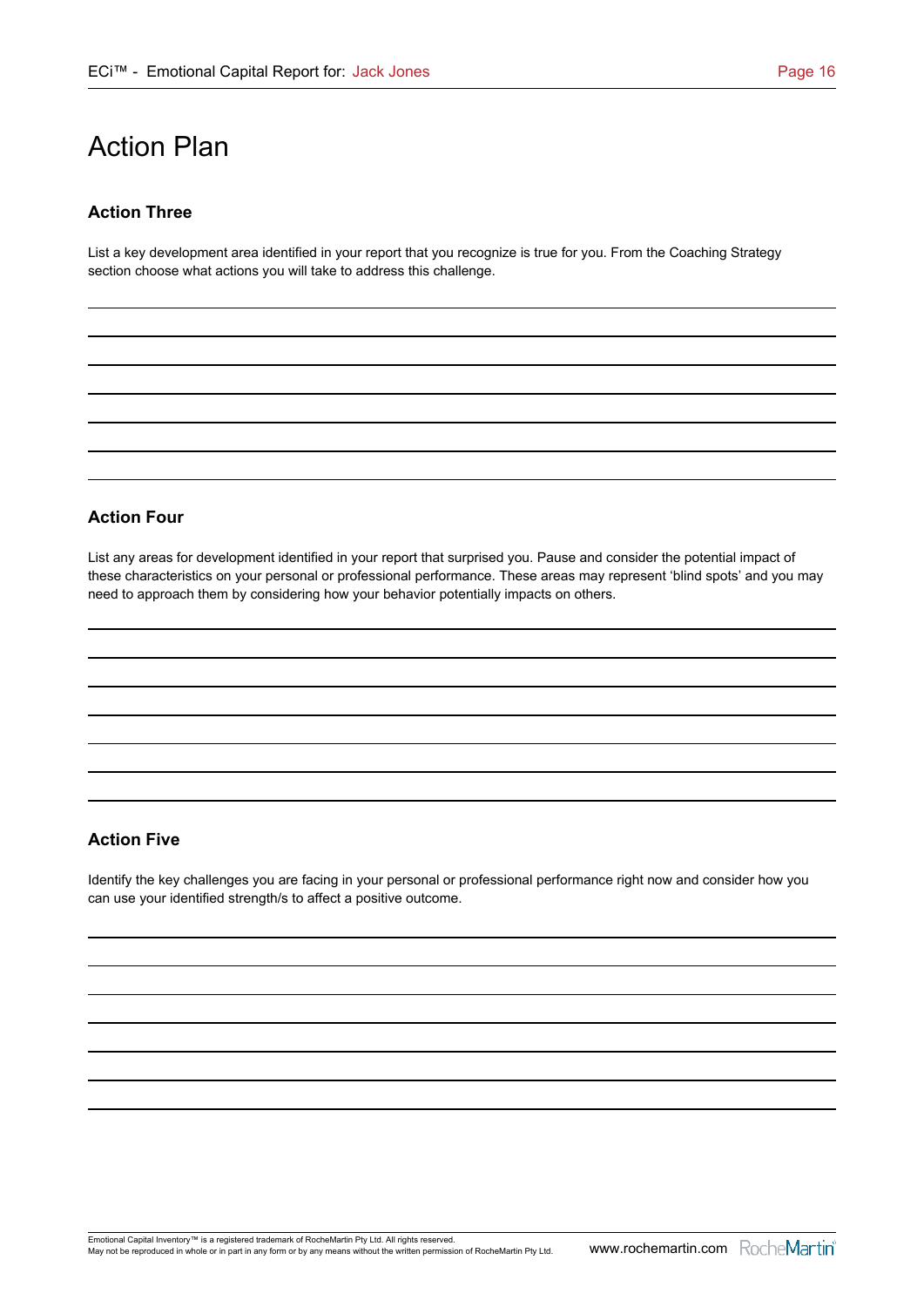# Action Plan

### Action Three

List a key development area identified in your report that you recognize is true for you. From the Coaching Strategy section choose what actions you will take to address this challenge.

### Action Four

List any areas for development identified in your report that surprised you. Pause and consider the potential impact of these characteristics on your personal or professional performance. These areas may represent 'blind spots' and you may need to approach them by considering how your behavior potentially impacts on others.

### Action Five

Identify the key challenges you are facing in your personal or professional performance right now and consider how you can use your identified strength/s to affect a positive outcome.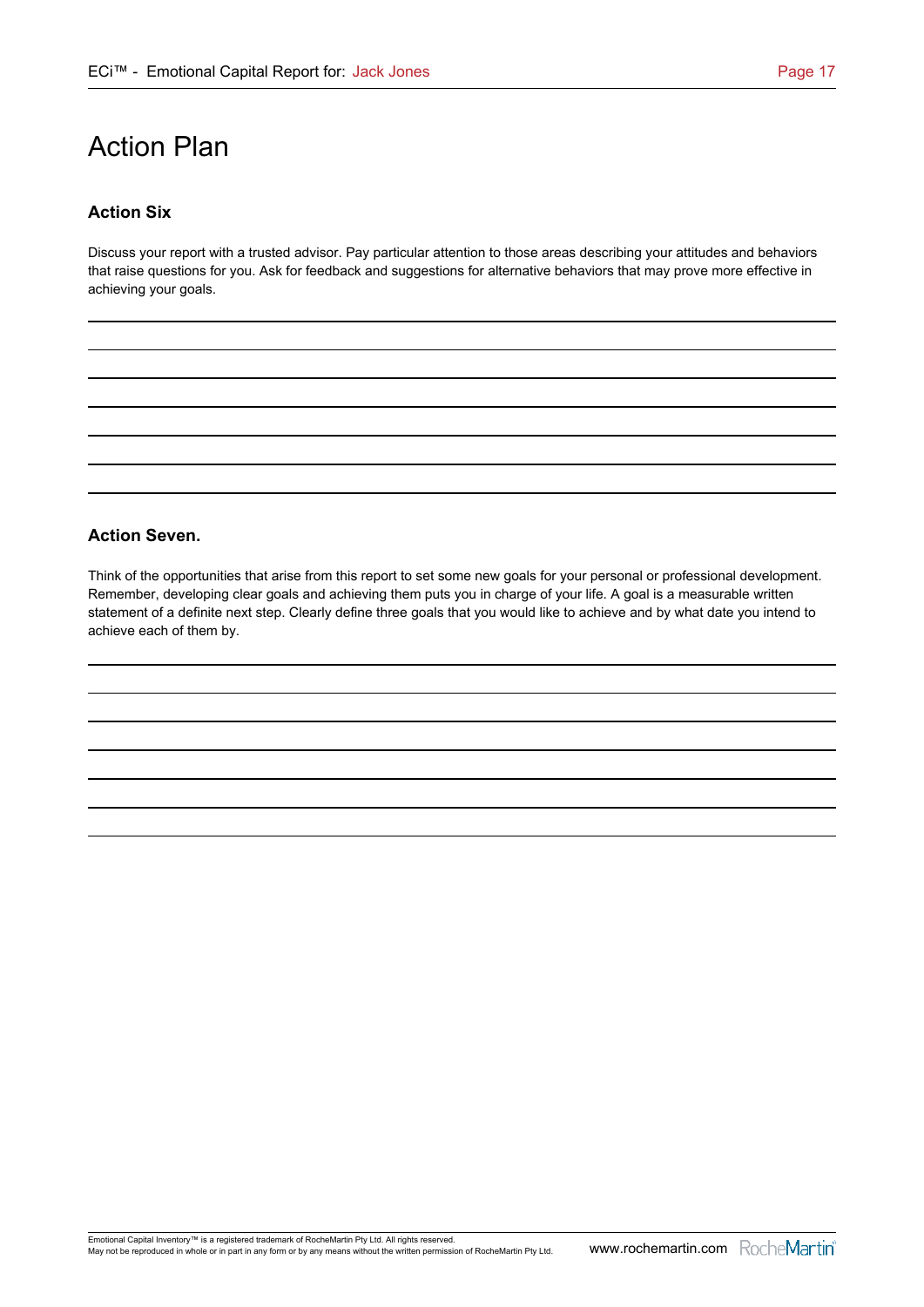# Action Plan

### Action Six

Discuss your report with a trusted advisor. Pay particular attention to those areas describing your attitudes and behaviors that raise questions for you. Ask for feedback and suggestions for alternative behaviors that may prove more effective in achieving your goals.

### Action Seven.

Think of the opportunities that arise from this report to set some new goals for your personal or professional development. Remember, developing clear goals and achieving them puts you in charge of your life. A goal is a measurable written statement of a definite next step. Clearly define three goals that you would like to achieve and by what date you intend to achieve each of them by.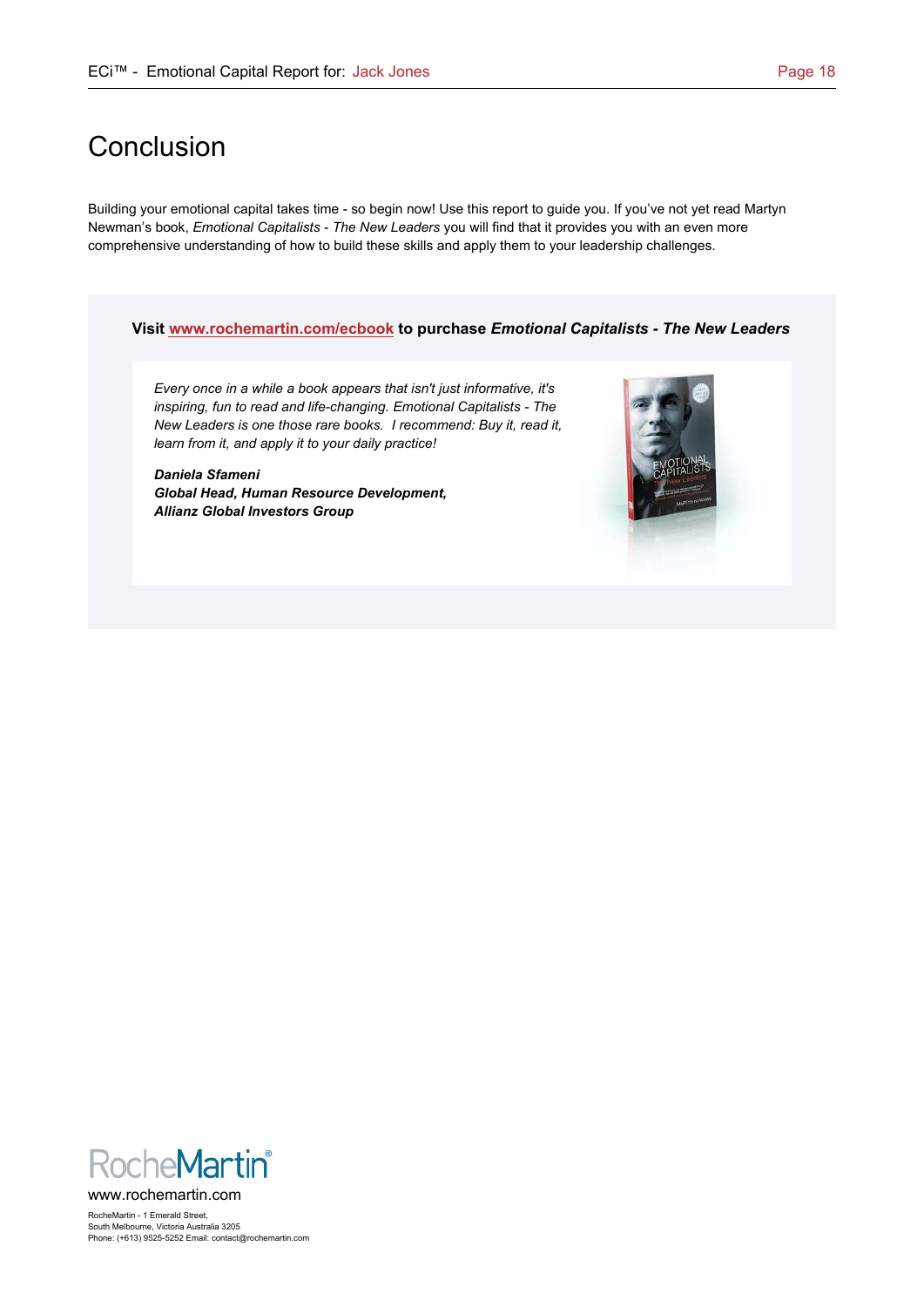# Conclusion

Building your emotional capital takes time - so begin now! Use this report to guide you. If you've not yet read Martyn Newman's book, *Emotional Capitalists - The New Leaders* you will find that it provides you with an even more comprehensive understanding of how to build these skills and apply them to your leadership challenges.

**Visit [www.rochemartin.com/ecbook](www.rochemartin.com/ecbook) to purchase *Emotional Capitalists - The New Leaders***

*Every once in a while a book appears that isn't just informative, it's inspiring, fun to read and life-changing. Emotional Capitalists - The New Leaders is one those rare books. I recommend: Buy it, read it, learn from it, and apply it to your daily practice!*

***Daniela Sfameni***
***Global Head, Human Resource Development,***
***Allianz Global Investors Group***

RocheMartin®

www.rochemartin.com

RocheMartin - 1 Emerald Street,
South Melbourne, Victoria Australia 3205
Phone: (+613) 9525-5252 Email: contact@rochemartin.com